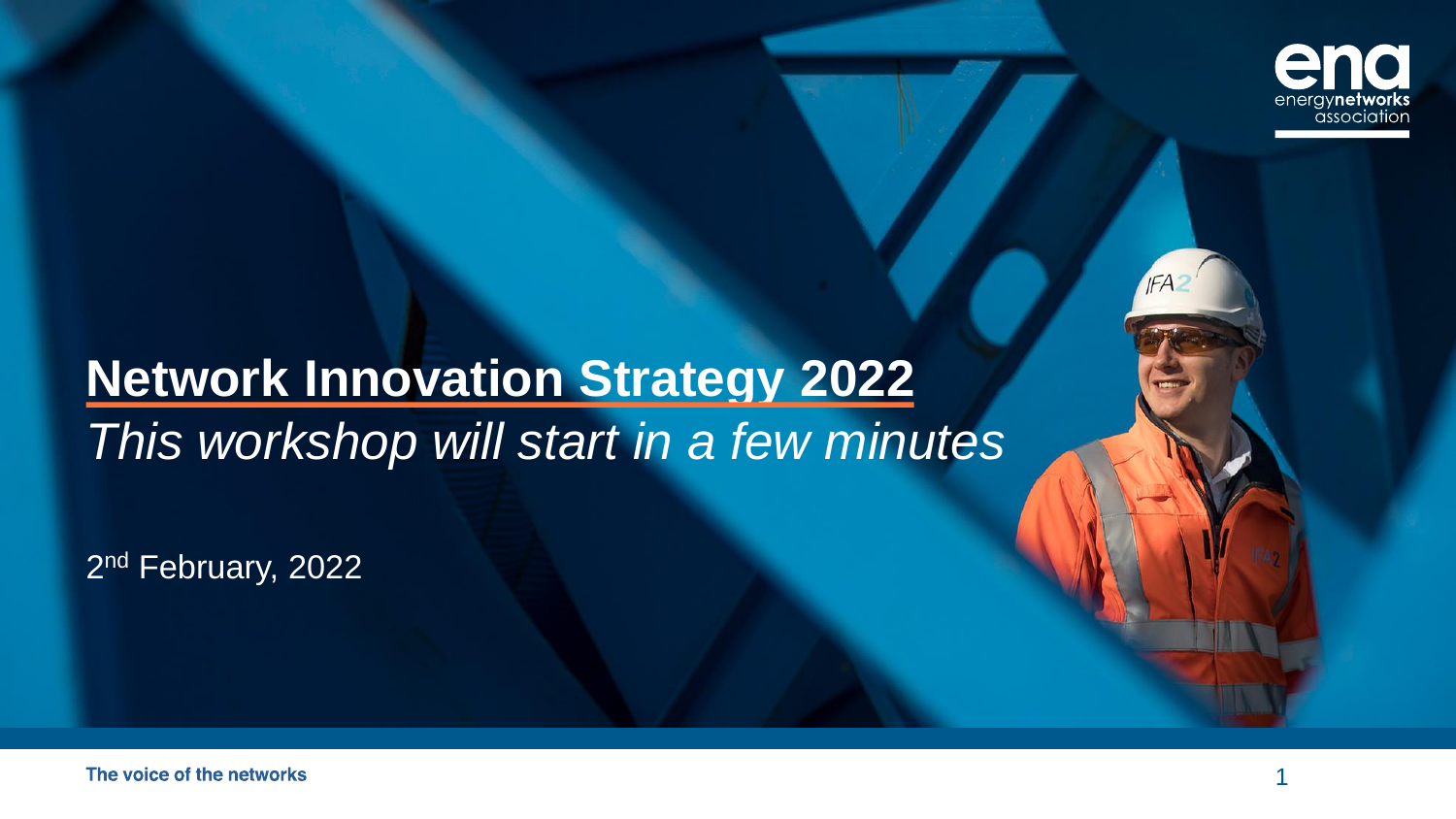# Network Innovation Strategy 2022

*This workshop will start in a few minutes*

2nd February, 2022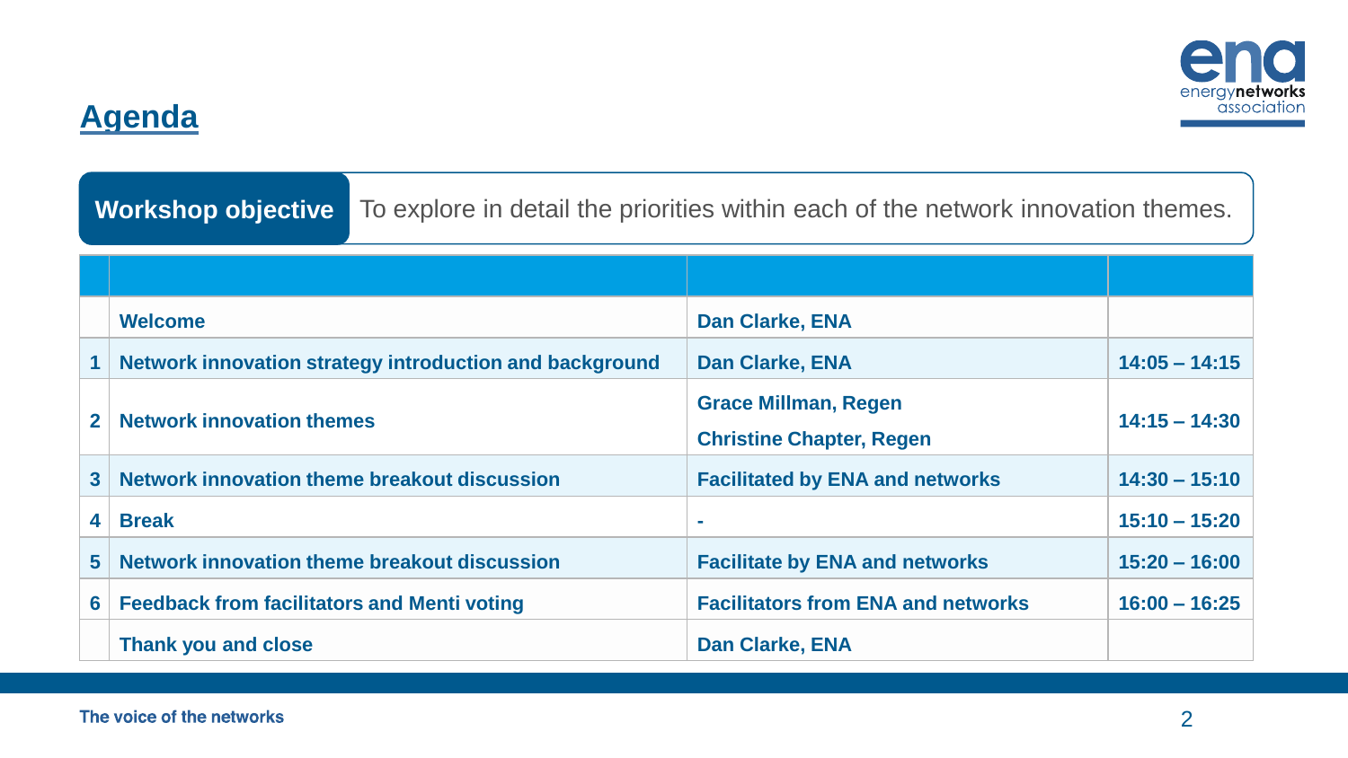## Agenda

**Workshop objective** To explore in detail the priorities within each of the network innovation themes.

| | | | |
|---|---|---|---|
| | Welcome | Dan Clarke, ENA | |
| 1 | Network innovation strategy introduction and background | Dan Clarke, ENA | 14:05 – 14:15 |
| 2 | Network innovation themes | Grace Millman, Regen<br>Christine Chapter, Regen | 14:15 – 14:30 |
| 3 | Network innovation theme breakout discussion | Facilitated by ENA and networks | 14:30 – 15:10 |
| 4 | Break | - | 15:10 – 15:20 |
| 5 | Network innovation theme breakout discussion | Facilitate by ENA and networks | 15:20 – 16:00 |
| 6 | Feedback from facilitators and Menti voting | Facilitators from ENA and networks | 16:00 – 16:25 |
| | Thank you and close | Dan Clarke, ENA | |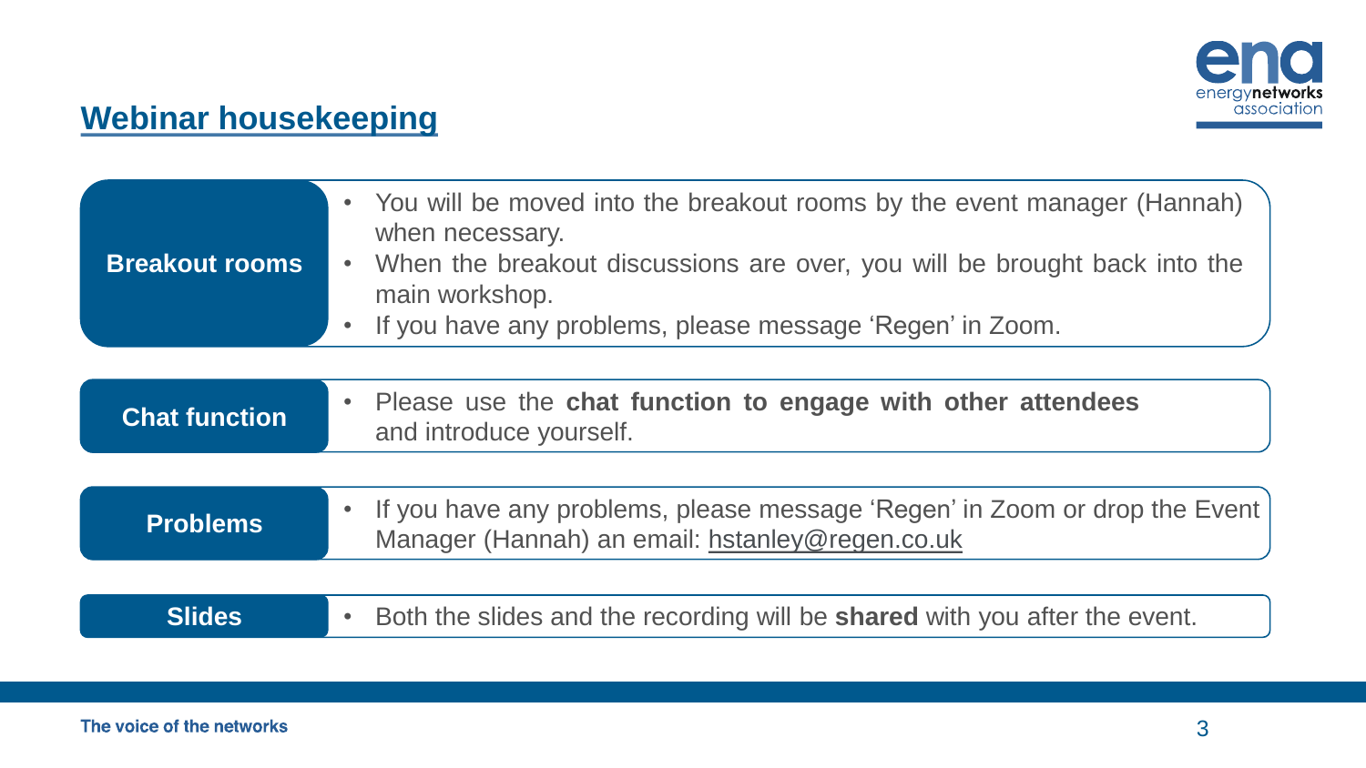## Webinar housekeeping

**Breakout rooms**

- You will be moved into the breakout rooms by the event manager (Hannah) when necessary.
- When the breakout discussions are over, you will be brought back into the main workshop.
- If you have any problems, please message 'Regen' in Zoom.

**Chat function**

- Please use the **chat function to engage with other attendees** and introduce yourself.

**Problems**

- If you have any problems, please message 'Regen' in Zoom or drop the Event Manager (Hannah) an email: hstanley@regen.co.uk

**Slides**

- Both the slides and the recording will be **shared** with you after the event.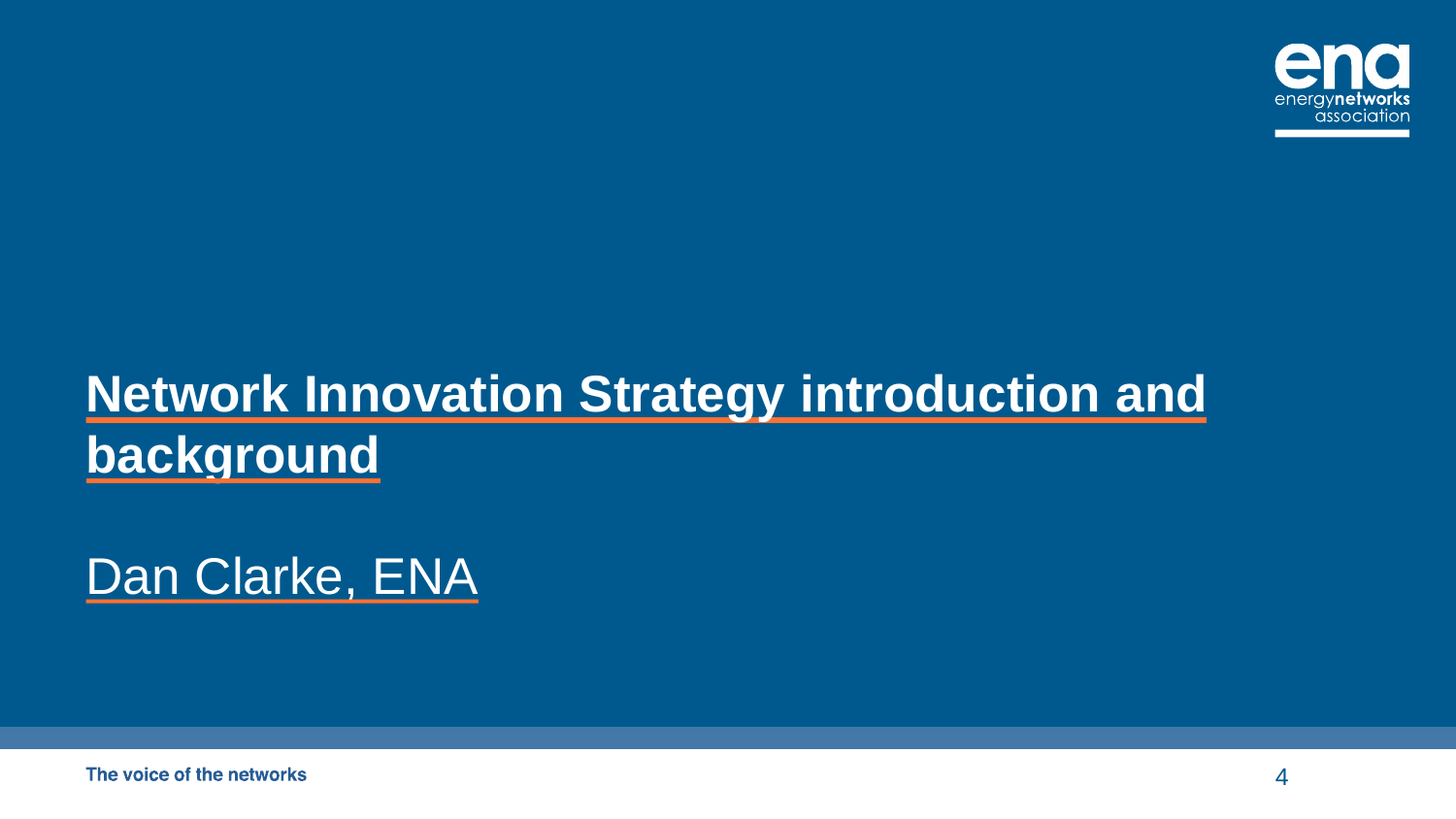# Network Innovation Strategy introduction and background

Dan Clarke, ENA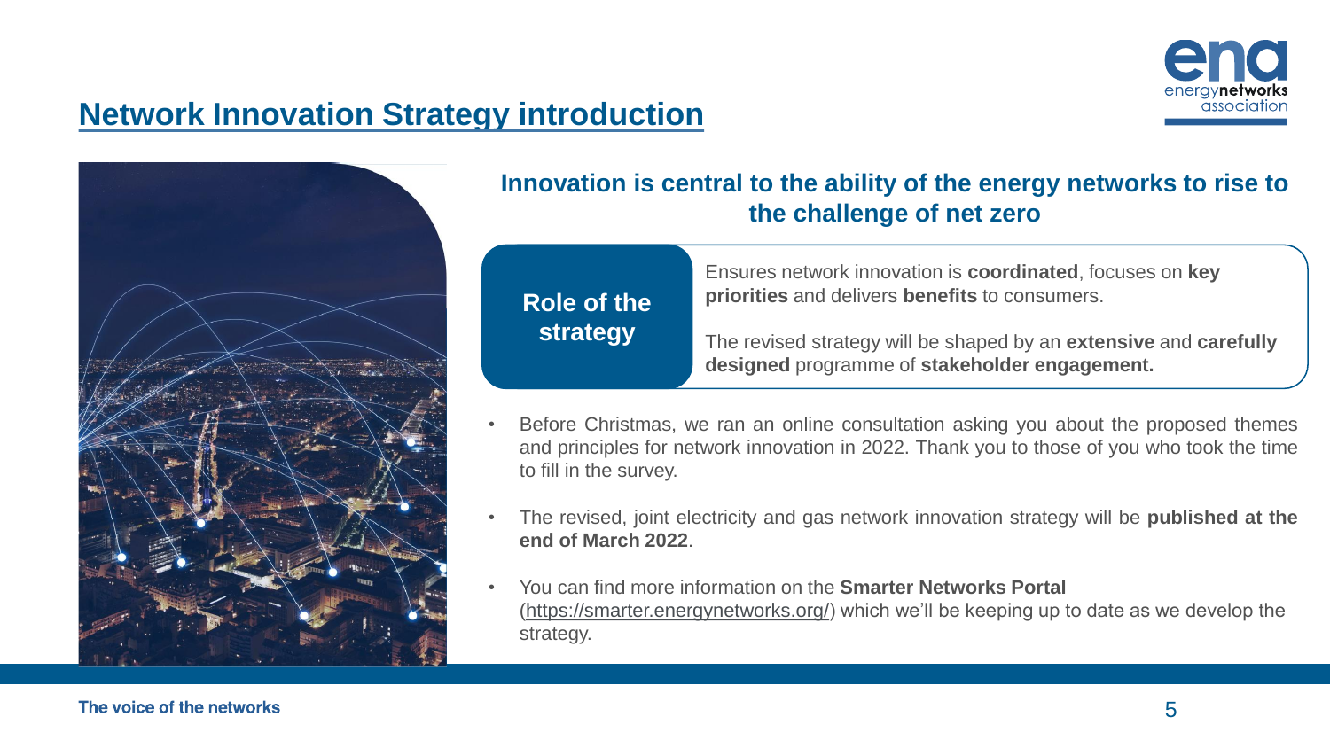# Network Innovation Strategy introduction

## Innovation is central to the ability of the energy networks to rise to the challenge of net zero

**Role of the strategy**

Ensures network innovation is **coordinated**, focuses on **key priorities** and delivers **benefits** to consumers.

The revised strategy will be shaped by an **extensive** and **carefully designed** programme of **stakeholder engagement.**

- Before Christmas, we ran an online consultation asking you about the proposed themes and principles for network innovation in 2022. Thank you to those of you who took the time to fill in the survey.
- The revised, joint electricity and gas network innovation strategy will be **published at the end of March 2022**.
- You can find more information on the **Smarter Networks Portal** (https://smarter.energynetworks.org/) which we'll be keeping up to date as we develop the strategy.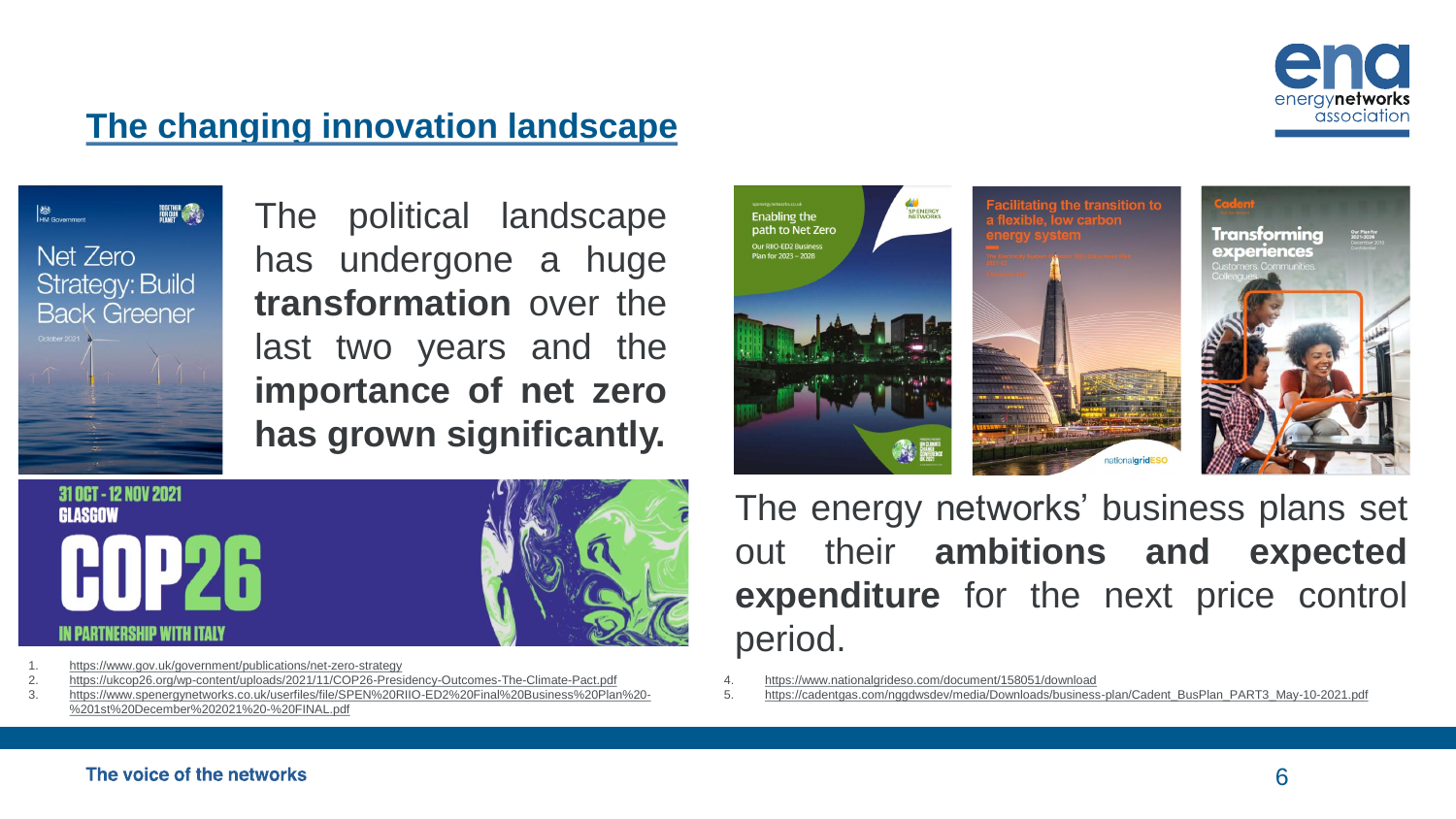## The changing innovation landscape

The political landscape has undergone a huge **transformation** over the last two years and the **importance of net zero has grown significantly.**

1. https://www.gov.uk/government/publications/net-zero-strategy
2. https://ukcop26.org/wp-content/uploads/2021/11/COP26-Presidency-Outcomes-The-Climate-Pact.pdf
3. https://www.spenergynetworks.co.uk/userfiles/file/SPEN%20RIIO-ED2%20Final%20Business%20Plan%20-%201st%20December%202021%20-%20FINAL.pdf

The energy networks' business plans set out their **ambitions and expected expenditure** for the next price control period.

4. https://www.nationalgrideso.com/document/158051/download
5. https://cadentgas.com/nggdwsdev/media/Downloads/business-plan/Cadent_BusPlan_PART3_May-10-2021.pdf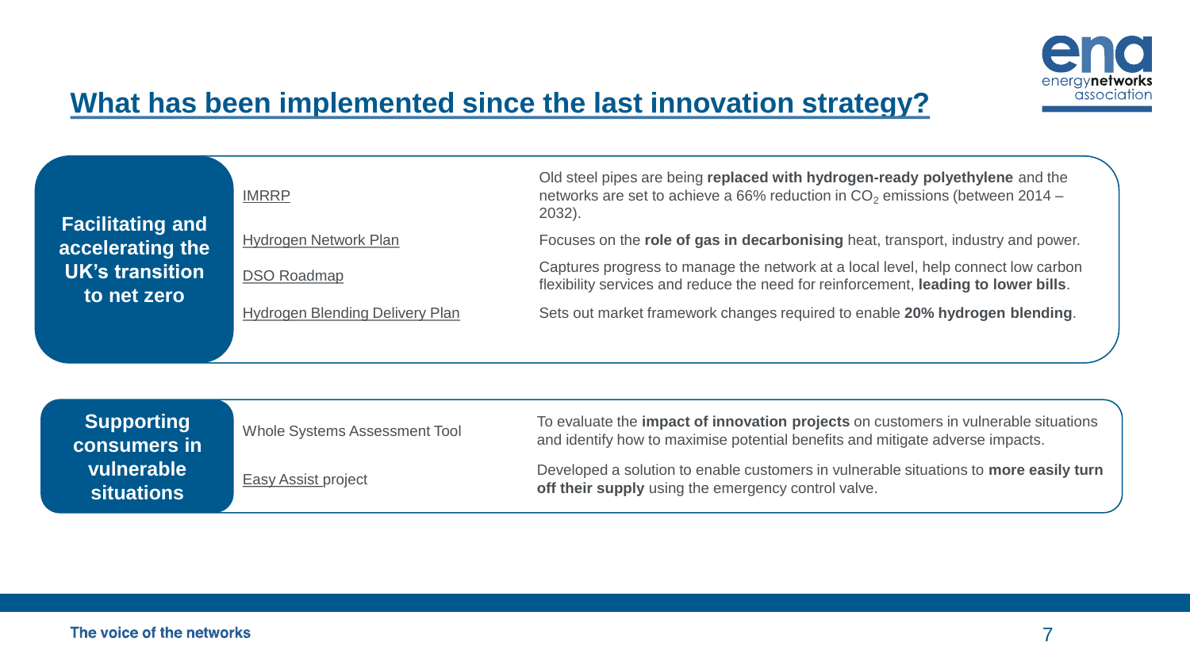# What has been implemented since the last innovation strategy?

## Facilitating and accelerating the UK's transition to net zero

| Initiative | Description |
| --- | --- |
| IMRRP | Old steel pipes are being **replaced with hydrogen-ready polyethylene** and the networks are set to achieve a 66% reduction in $CO_2$ emissions (between 2014 – 2032). |
| Hydrogen Network Plan | Focuses on the **role of gas in decarbonising** heat, transport, industry and power. |
| DSO Roadmap | Captures progress to manage the network at a local level, help connect low carbon flexibility services and reduce the need for reinforcement, **leading to lower bills**. |
| Hydrogen Blending Delivery Plan | Sets out market framework changes required to enable **20% hydrogen blending**. |

## Supporting consumers in vulnerable situations

| Initiative | Description |
| --- | --- |
| Whole Systems Assessment Tool | To evaluate the **impact of innovation projects** on customers in vulnerable situations and identify how to maximise potential benefits and mitigate adverse impacts. |
| Easy Assist project | Developed a solution to enable customers in vulnerable situations to **more easily turn off their supply** using the emergency control valve. |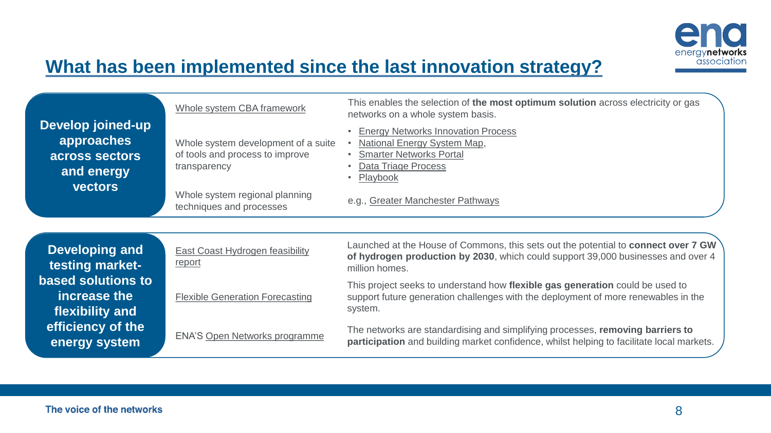## What has been implemented since the last innovation strategy?

| Theme | Implementation | Details |
| --- | --- | --- |
| **Develop joined-up approaches across sectors and energy vectors** | Whole system CBA framework | This enables the selection of **the most optimum solution** across electricity or gas networks on a whole system basis. |
| | Whole system development of a suite of tools and process to improve transparency | • Energy Networks Innovation Process<br>• National Energy System Map,<br>• Smarter Networks Portal<br>• Data Triage Process<br>• Playbook |
| | Whole system regional planning techniques and processes | e.g., Greater Manchester Pathways |
| **Developing and testing market-based solutions to increase the flexibility and efficiency of the energy system** | East Coast Hydrogen feasibility report | Launched at the House of Commons, this sets out the potential to **connect over 7 GW of hydrogen production by 2030**, which could support 39,000 businesses and over 4 million homes. |
| | Flexible Generation Forecasting | This project seeks to understand how **flexible gas generation** could be used to support future generation challenges with the deployment of more renewables in the system. |
| | ENA'S Open Networks programme | The networks are standardising and simplifying processes, **removing barriers to participation** and building market confidence, whilst helping to facilitate local markets. |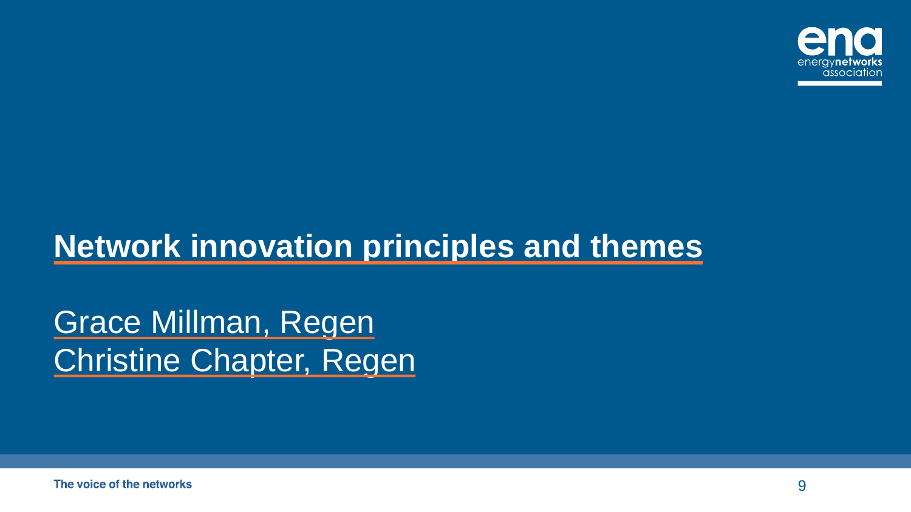# Network innovation principles and themes

Grace Millman, Regen
Christine Chapter, Regen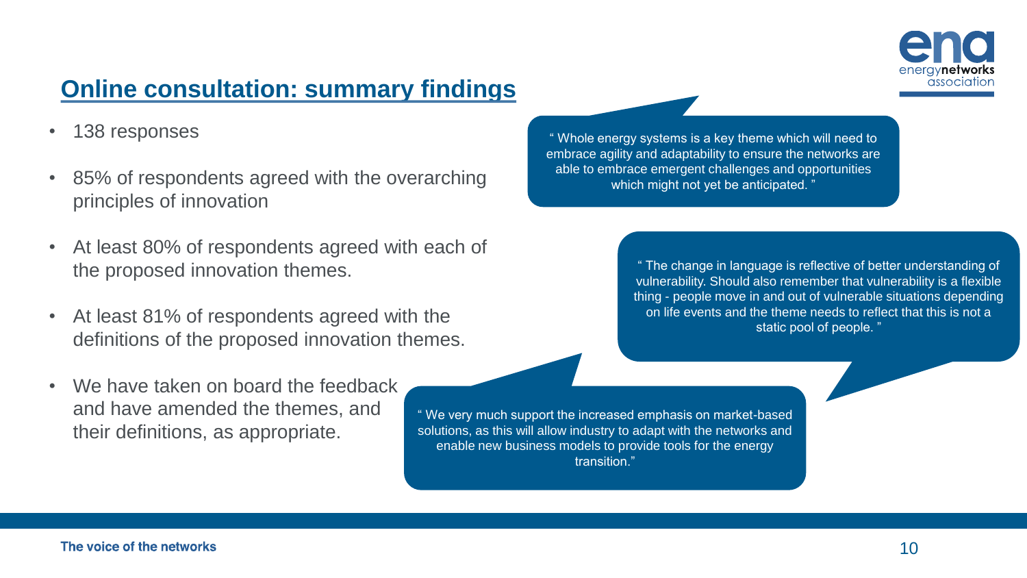## Online consultation: summary findings

- 138 responses
- 85% of respondents agreed with the overarching principles of innovation
- At least 80% of respondents agreed with each of the proposed innovation themes.
- At least 81% of respondents agreed with the definitions of the proposed innovation themes.
- We have taken on board the feedback and have amended the themes, and their definitions, as appropriate.

" Whole energy systems is a key theme which will need to embrace agility and adaptability to ensure the networks are able to embrace emergent challenges and opportunities which might not yet be anticipated. "

" The change in language is reflective of better understanding of vulnerability. Should also remember that vulnerability is a flexible thing - people move in and out of vulnerable situations depending on life events and the theme needs to reflect that this is not a static pool of people. "

" We very much support the increased emphasis on market-based solutions, as this will allow industry to adapt with the networks and enable new business models to provide tools for the energy transition."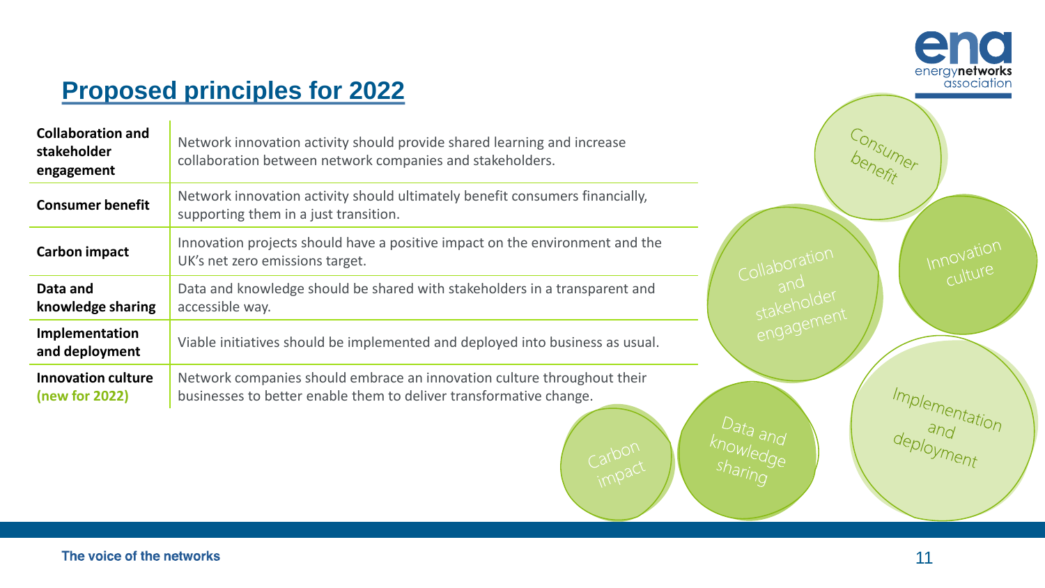## Proposed principles for 2022

| Principle | Description |
|---|---|
| **Collaboration and stakeholder engagement** | Network innovation activity should provide shared learning and increase collaboration between network companies and stakeholders. |
| **Consumer benefit** | Network innovation activity should ultimately benefit consumers financially, supporting them in a just transition. |
| **Carbon impact** | Innovation projects should have a positive impact on the environment and the UK's net zero emissions target. |
| **Data and knowledge sharing** | Data and knowledge should be shared with stakeholders in a transparent and accessible way. |
| **Implementation and deployment** | Viable initiatives should be implemented and deployed into business as usual. |
| **Innovation culture (new for 2022)** | Network companies should embrace an innovation culture throughout their businesses to better enable them to deliver transformative change. |

Consumer benefit

Collaboration and stakeholder engagement

Innovation culture

Implementation and deployment

Data and knowledge sharing

Carbon impact

The voice of the networks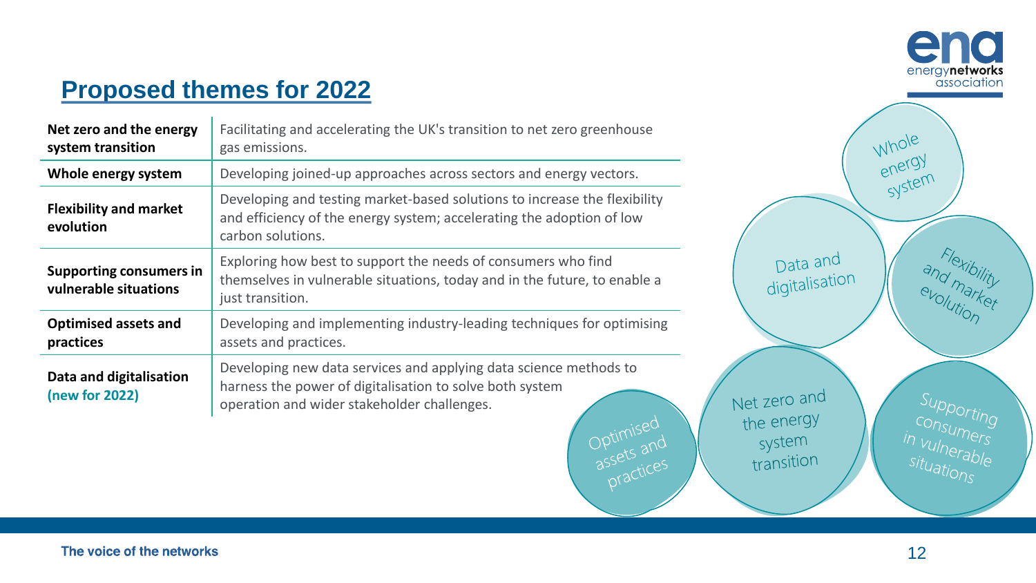# Proposed themes for 2022

| Theme | Description |
|---|---|
| **Net zero and the energy system transition** | Facilitating and accelerating the UK's transition to net zero greenhouse gas emissions. |
| **Whole energy system** | Developing joined-up approaches across sectors and energy vectors. |
| **Flexibility and market evolution** | Developing and testing market-based solutions to increase the flexibility and efficiency of the energy system; accelerating the adoption of low carbon solutions. |
| **Supporting consumers in vulnerable situations** | Exploring how best to support the needs of consumers who find themselves in vulnerable situations, today and in the future, to enable a just transition. |
| **Optimised assets and practices** | Developing and implementing industry-leading techniques for optimising assets and practices. |
| **Data and digitalisation (new for 2022)** | Developing new data services and applying data science methods to harness the power of digitalisation to solve both system operation and wider stakeholder challenges. |

Whole energy system

Data and digitalisation

Flexibility and market evolution

Net zero and the energy system transition

Supporting consumers in vulnerable situations

Optimised assets and practices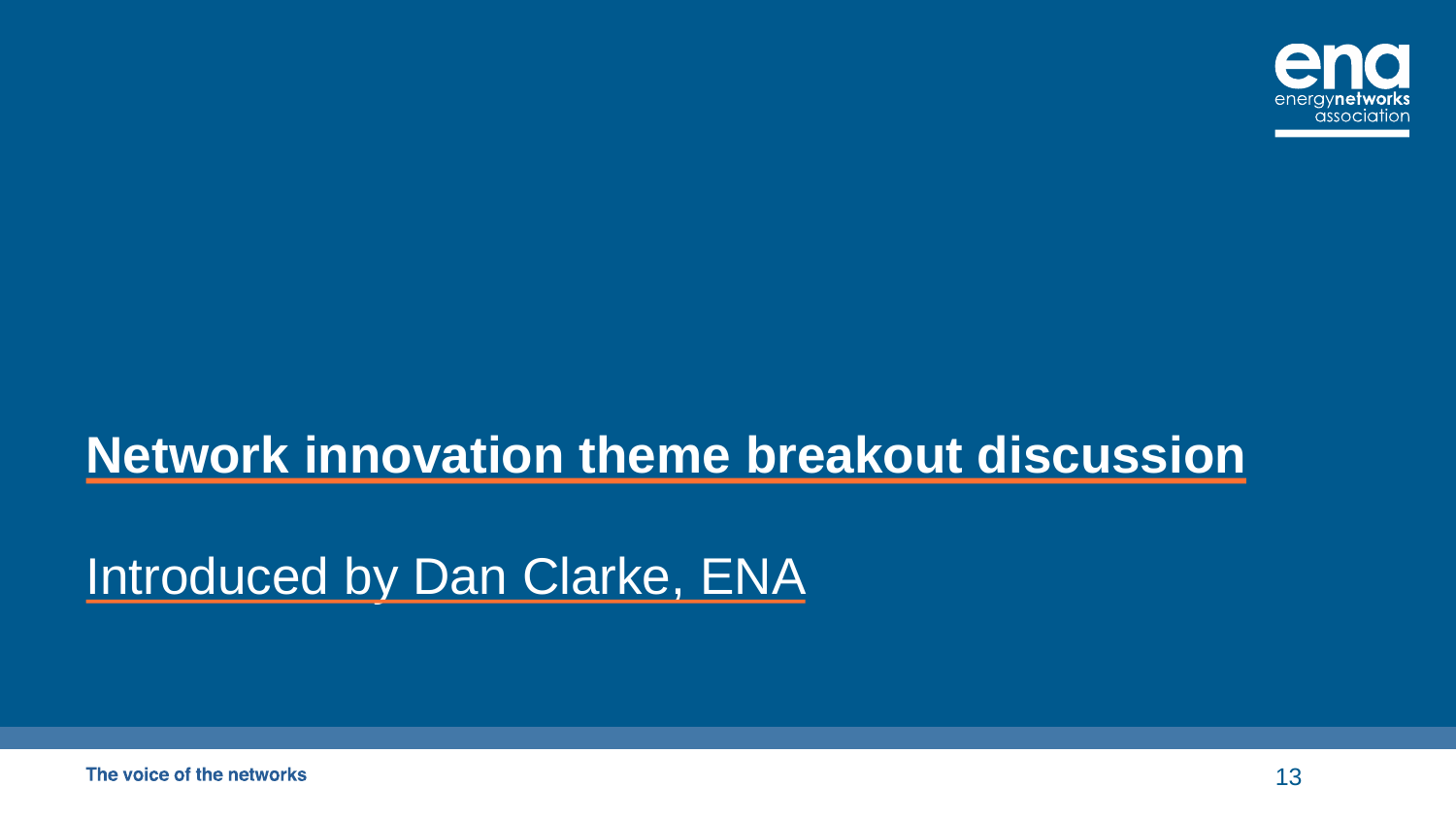# Network innovation theme breakout discussion

Introduced by Dan Clarke, ENA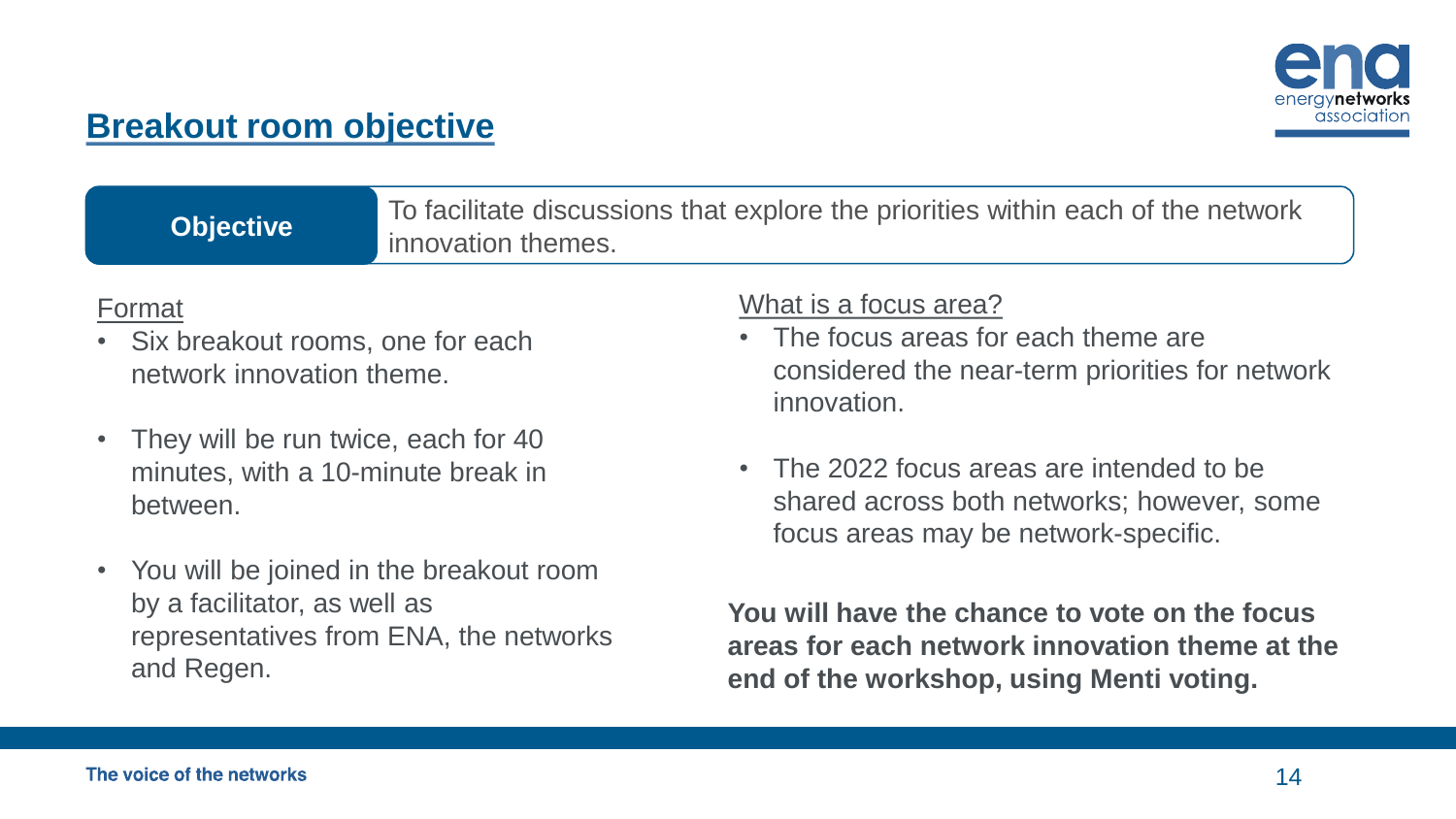## Breakout room objective

**Objective** To facilitate discussions that explore the priorities within each of the network innovation themes.

Format

- Six breakout rooms, one for each network innovation theme.
- They will be run twice, each for 40 minutes, with a 10-minute break in between.
- You will be joined in the breakout room by a facilitator, as well as representatives from ENA, the networks and Regen.

What is a focus area?

- The focus areas for each theme are considered the near-term priorities for network innovation.
- The 2022 focus areas are intended to be shared across both networks; however, some focus areas may be network-specific.

**You will have the chance to vote on the focus areas for each network innovation theme at the end of the workshop, using Menti voting.**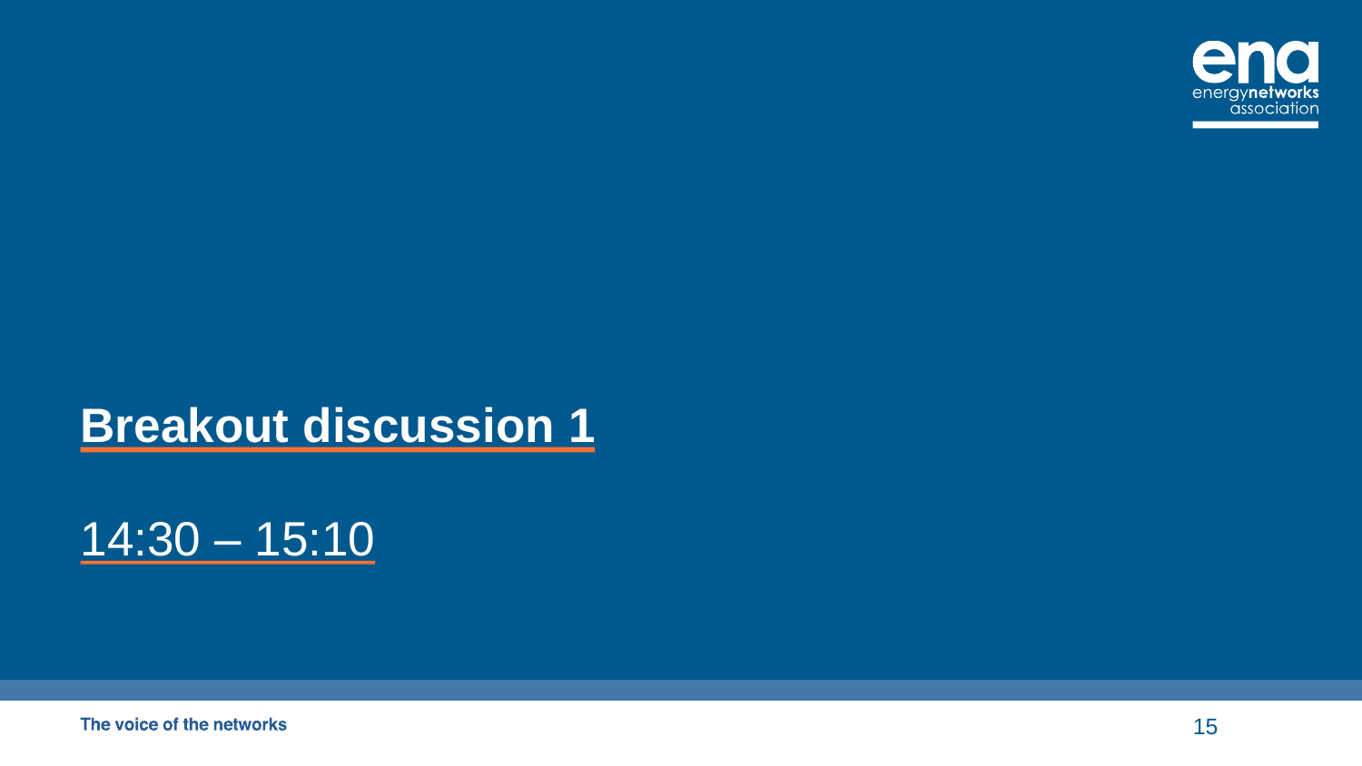# Breakout discussion 1

14:30 – 15:10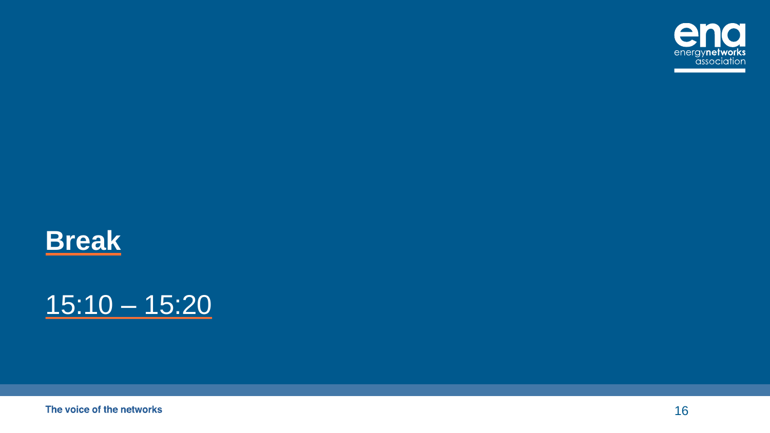# Break

15:10 – 15:20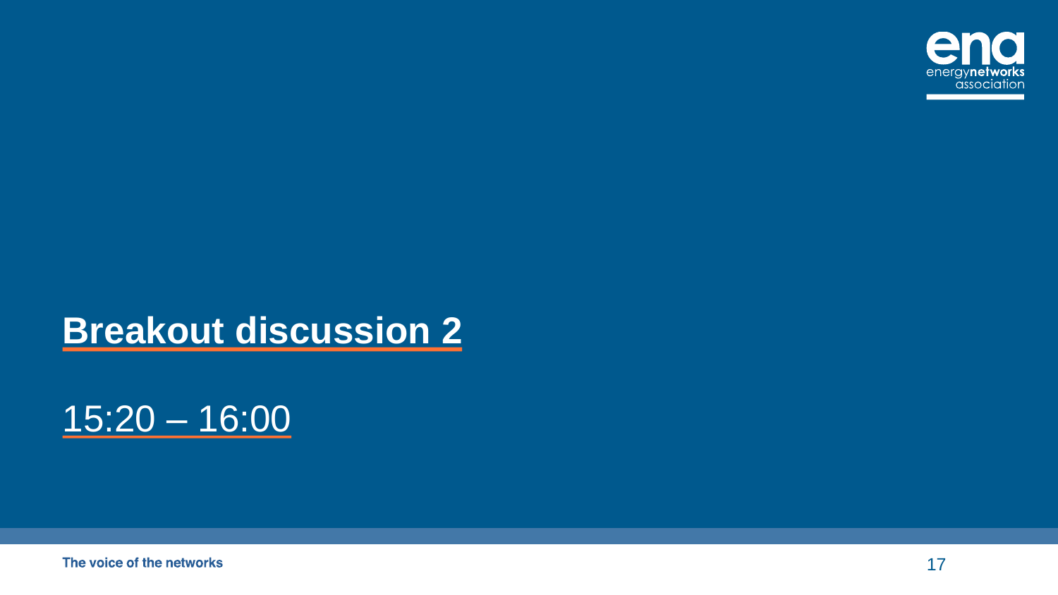# Breakout discussion 2

15:20 – 16:00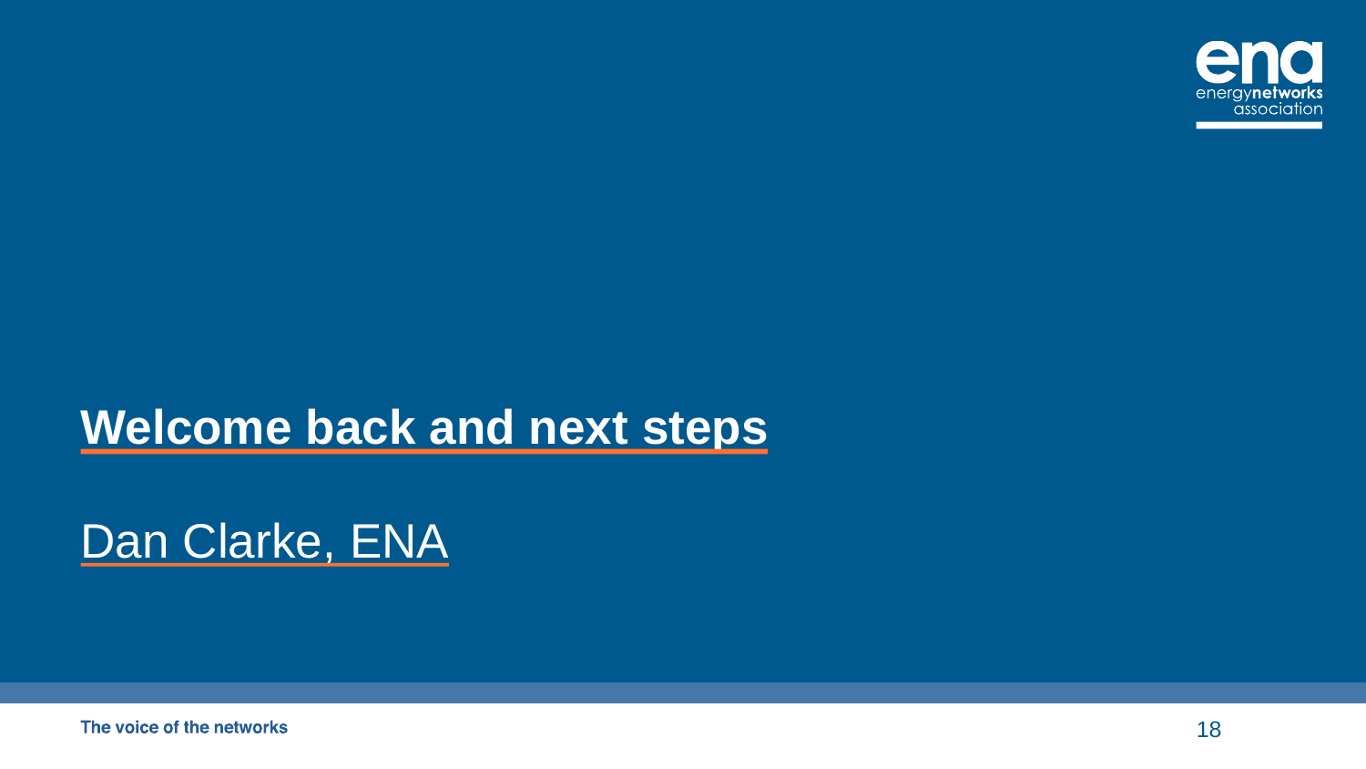# Welcome back and next steps

Dan Clarke, ENA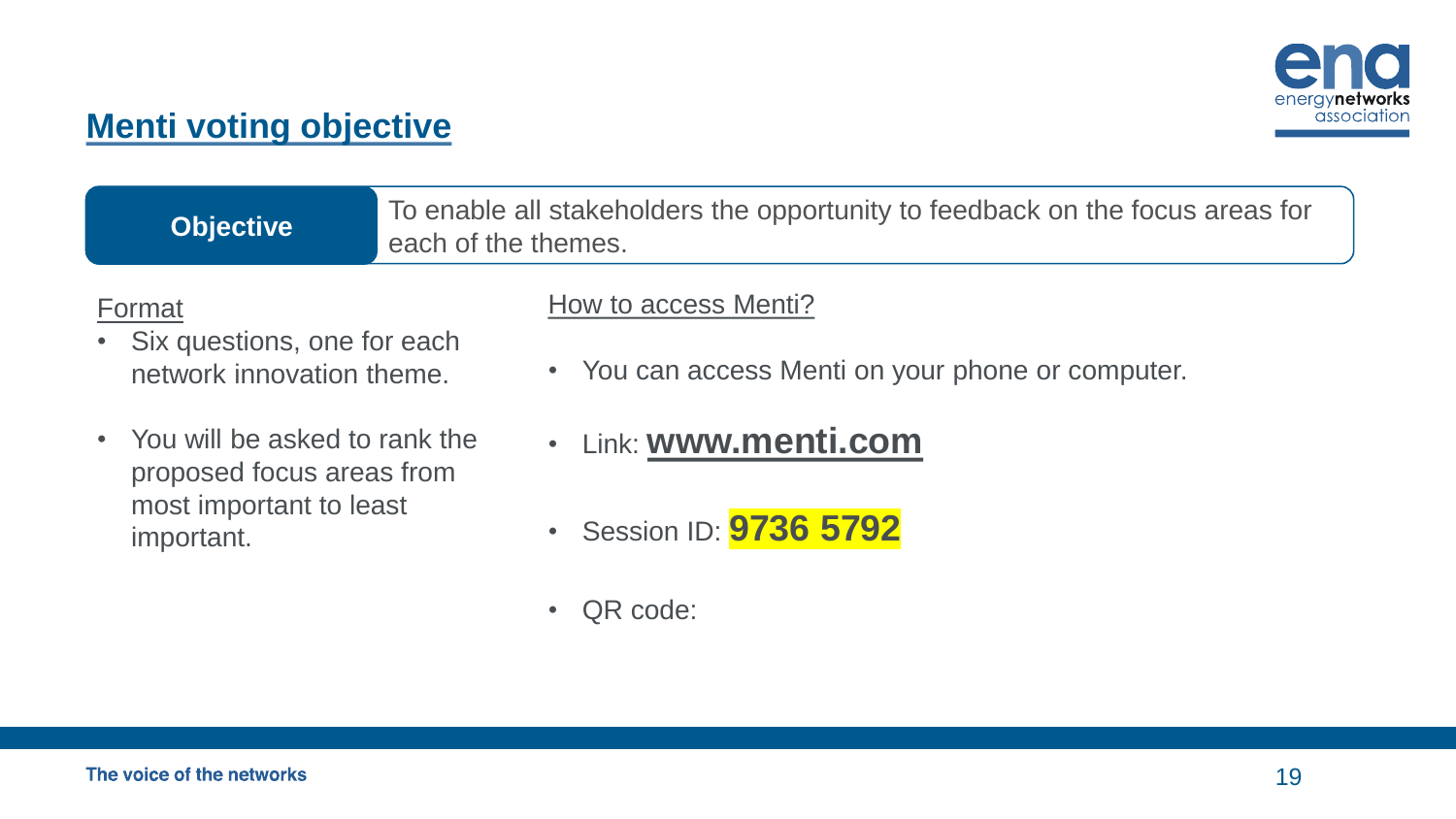## Menti voting objective

| **Objective** | To enable all stakeholders the opportunity to feedback on the focus areas for each of the themes. |
| --- | --- |

Format

- Six questions, one for each network innovation theme.
- You will be asked to rank the proposed focus areas from most important to least important.

How to access Menti?

- You can access Menti on your phone or computer.
- Link: **www.menti.com**
- Session ID: **9736 5792**
- QR code:

**The voice of the networks**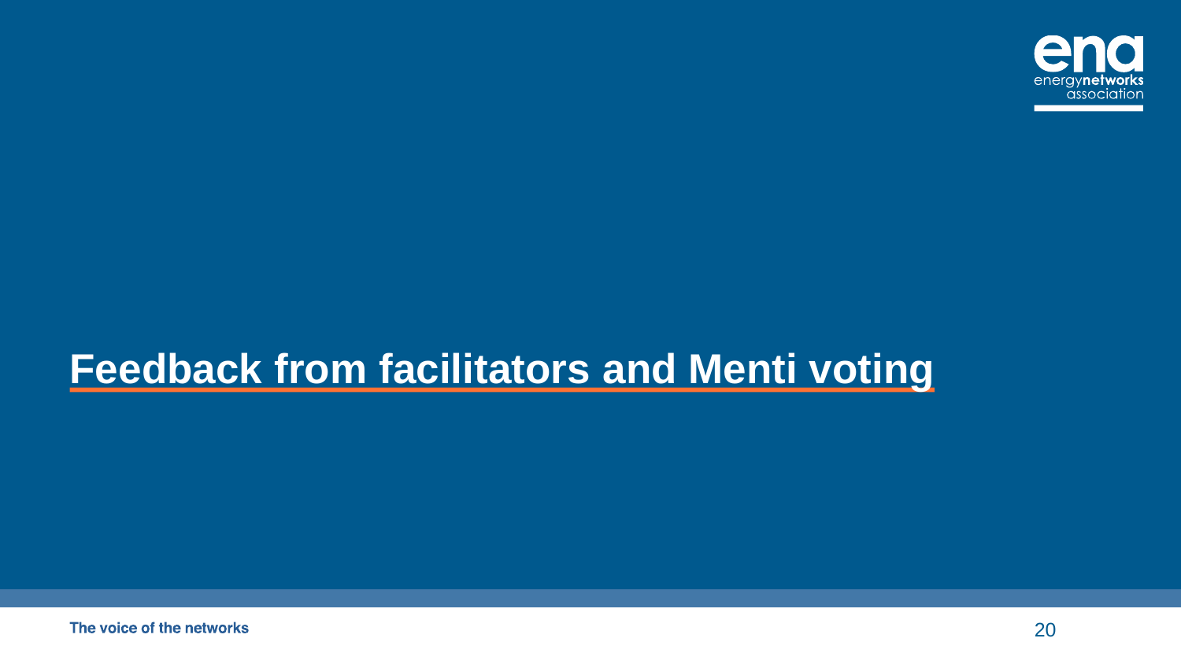# Feedback from facilitators and Menti voting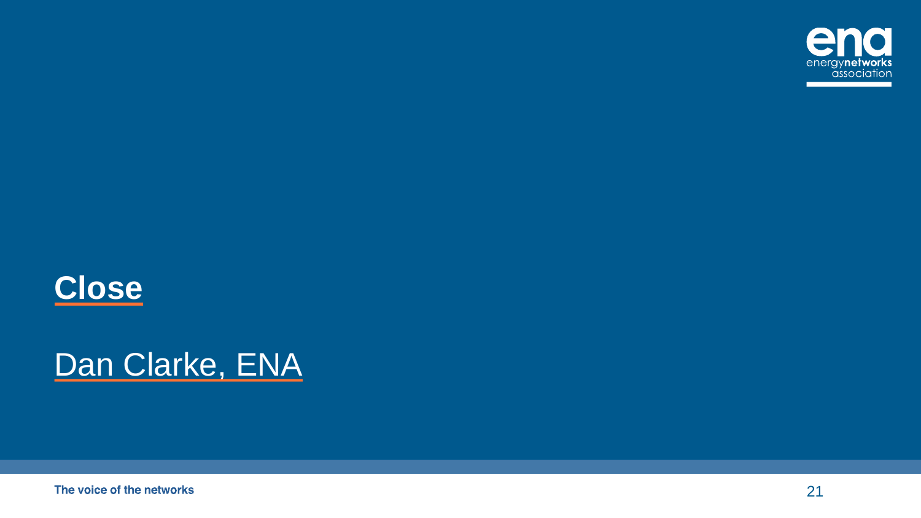# Close

Dan Clarke, ENA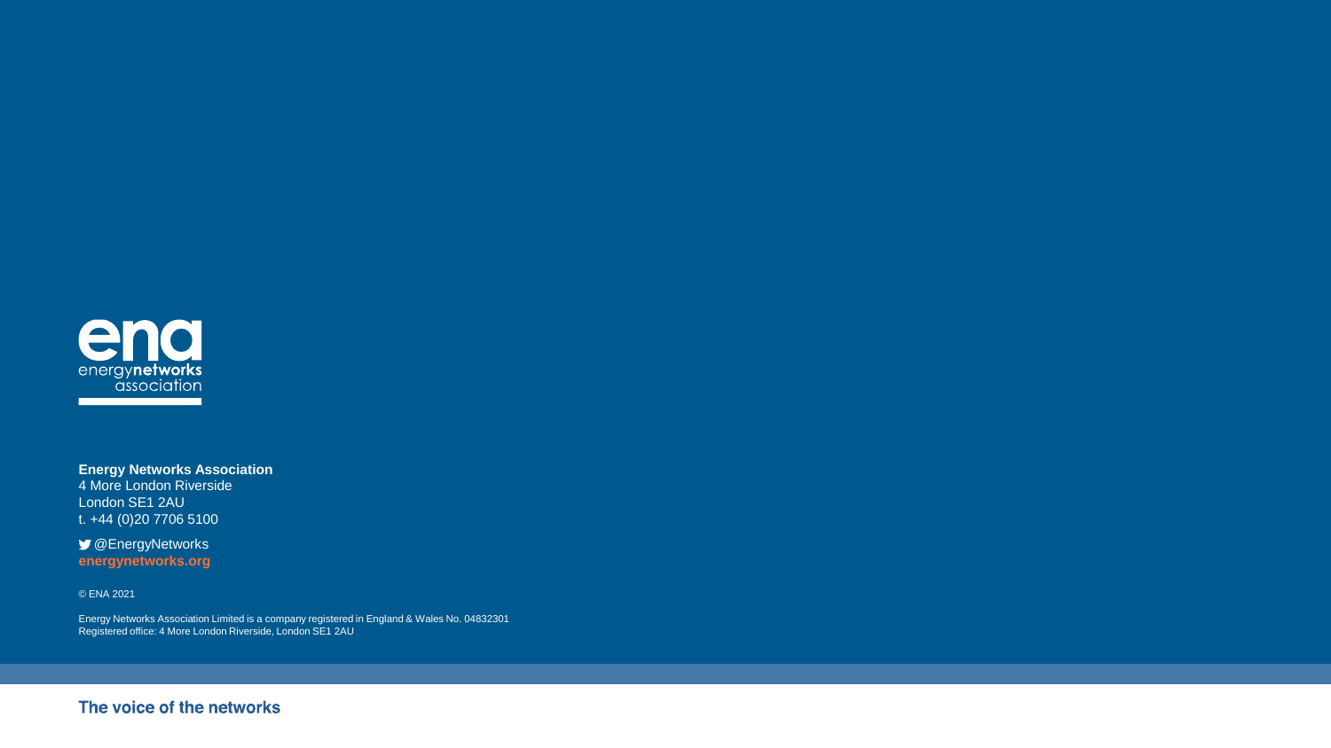**Energy Networks Association**
4 More London Riverside
London SE1 2AU
t. +44 (0)20 7706 5100

@EnergyNetworks
**energynetworks.org**

© ENA 2021

Energy Networks Association Limited is a company registered in England & Wales No. 04832301
Registered office: 4 More London Riverside, London SE1 2AU

**The voice of the networks**